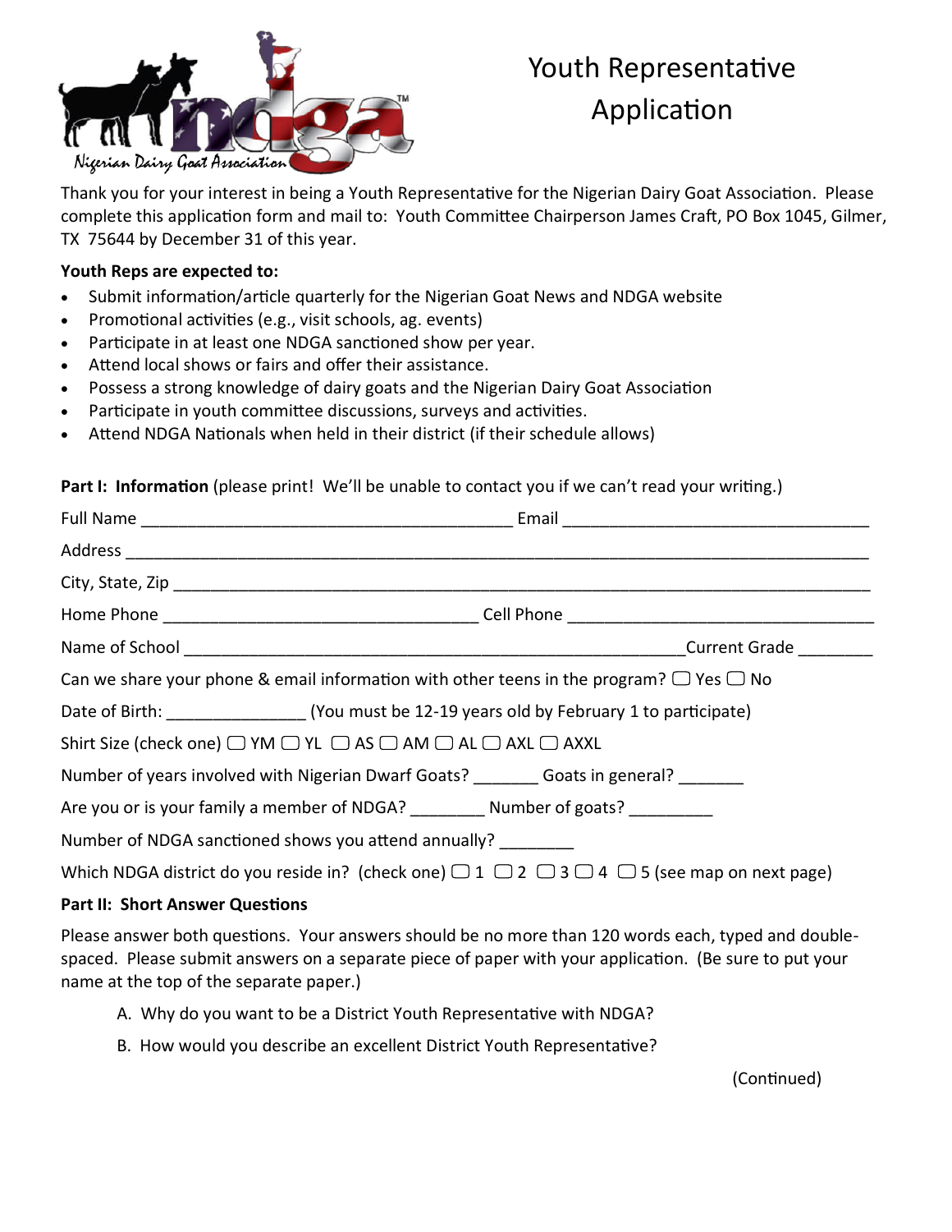# Youth Representative Application

Thank you for your interest in being a Youth Representative for the Nigerian Dairy Goat Association. Please complete this application form and mail to: Youth Committee Chairperson James Craft, PO Box 1045, Gilmer, TX 75644 by December 31 of this year.

**Youth Reps are expected to:**

- Submit information/article quarterly for the Nigerian Goat News and NDGA website
- Promotional activities (e.g., visit schools, ag. events)
- Participate in at least one NDGA sanctioned show per year.
- Attend local shows or fairs and offer their assistance.
- Possess a strong knowledge of dairy goats and the Nigerian Dairy Goat Association
- Participate in youth committee discussions, surveys and activities.
- Attend NDGA Nationals when held in their district (if their schedule allows)

**Part I: Information** (please print! We'll be unable to contact you if we can't read your writing.)

Full Name ________________________________________ Email ________________________________

Address ____________________________________________________________________________

City, State, Zip _______________________________________________________________________

Home Phone _________________________________ Cell Phone _________________________________

Name of School ______________________________________________________ Current Grade ________

Can we share your phone & email information with other teens in the program? ☐ Yes ☐ No

Date of Birth: _______________ (You must be 12-19 years old by February 1 to participate)

Shirt Size (check one) ☐ YM ☐ YL ☐ AS ☐ AM ☐ AL ☐ AXL ☐ AXXL

Number of years involved with Nigerian Dwarf Goats? _______ Goats in general? _______

Are you or is your family a member of NDGA? ________ Number of goats? _________

Number of NDGA sanctioned shows you attend annually? ________

Which NDGA district do you reside in? (check one) ☐ 1 ☐ 2 ☐ 3 ☐ 4 ☐ 5 (see map on next page)

**Part II: Short Answer Questions**

Please answer both questions. Your answers should be no more than 120 words each, typed and double-spaced. Please submit answers on a separate piece of paper with your application. (Be sure to put your name at the top of the separate paper.)

A. Why do you want to be a District Youth Representative with NDGA?

B. How would you describe an excellent District Youth Representative?

(Continued)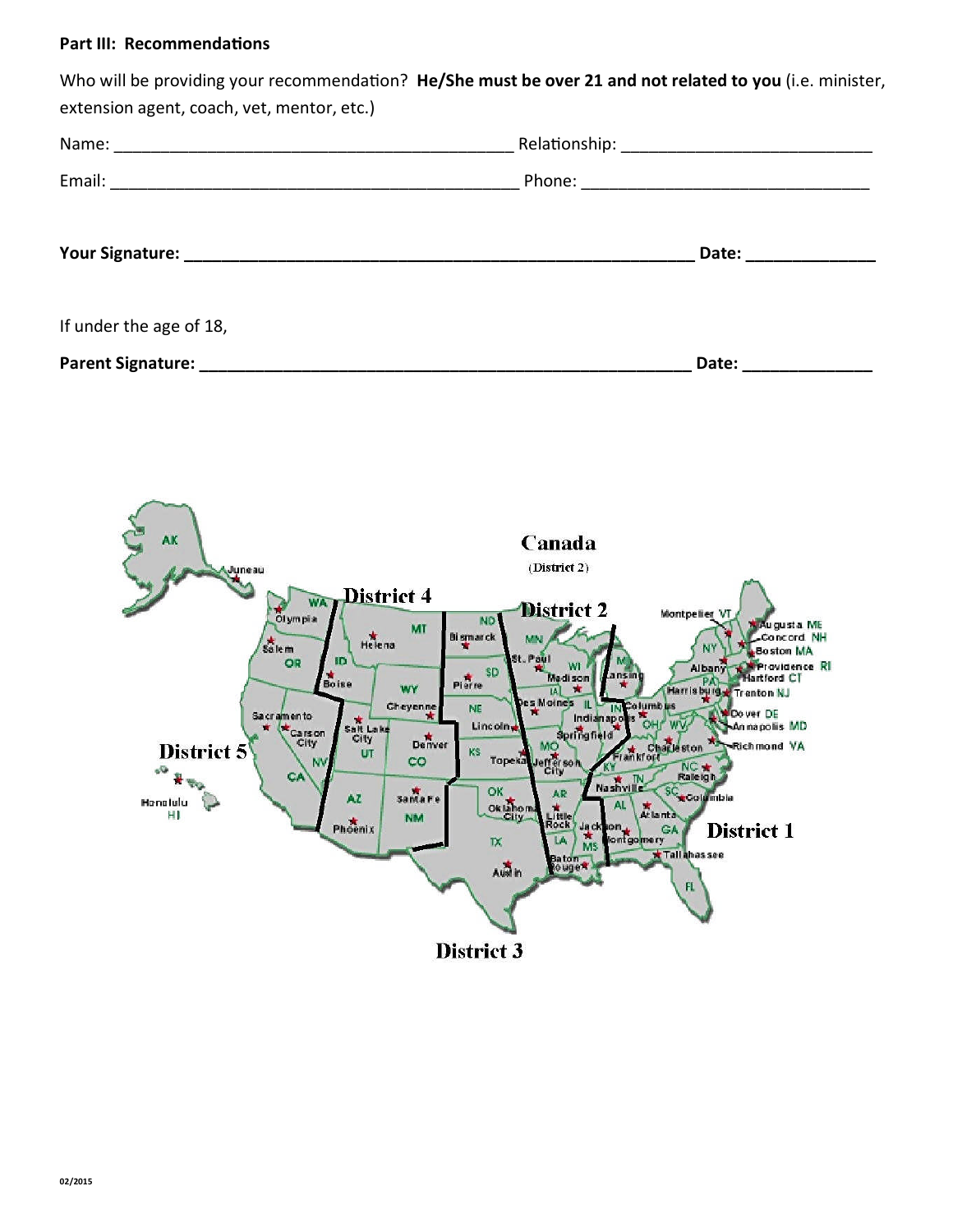**Part III: Recommendations**

Who will be providing your recommendation? **He/She must be over 21 and not related to you** (i.e. minister, extension agent, coach, vet, mentor, etc.)

Name: ___________________________________________ Relationship: ___________________________

Email: ____________________________________________ Phone: _______________________________

**Your Signature: ________________________________________________________ Date: ______________**

If under the age of 18,

**Parent Signature: ______________________________________________________ Date: ______________**

Canada
(District 2)

District 4

District 2

District 5

District 1

District 3